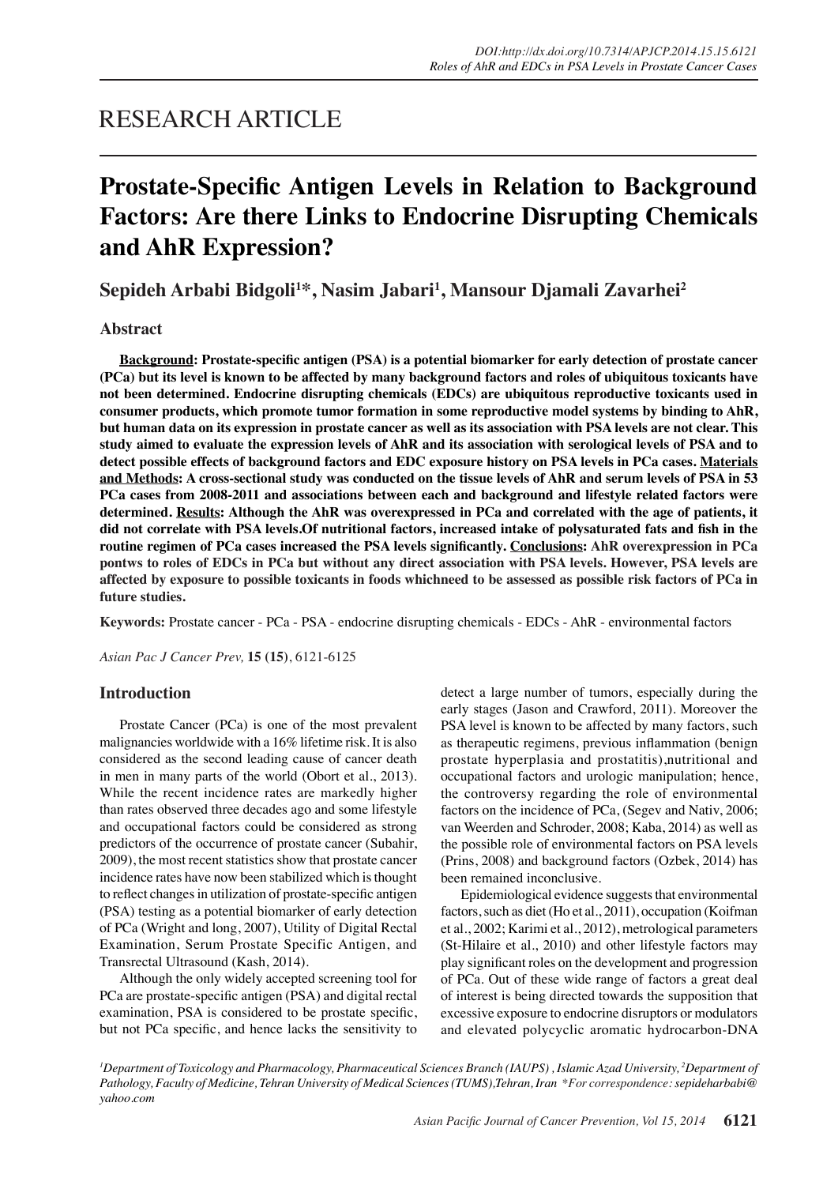# RESEARCH ARTICLE

# Prostate-Specific Antigen Levels in Relation to Background Factors: Are there Links to Endocrine Disrupting Chemicals and AhR Expression?

**Sepideh Arbabi Bidgoli[1]*, Nasim Jabari[1], Mansour Djamali Zavarhei[2]**

## Abstract

**Background: Prostate-specific antigen (PSA) is a potential biomarker for early detection of prostate cancer (PCa) but its level is known to be affected by many background factors and roles of ubiquitous toxicants have not been determined. Endocrine disrupting chemicals (EDCs) are ubiquitous reproductive toxicants used in consumer products, which promote tumor formation in some reproductive model systems by binding to AhR, but human data on its expression in prostate cancer as well as its association with PSA levels are not clear. This study aimed to evaluate the expression levels of AhR and its association with serological levels of PSA and to detect possible effects of background factors and EDC exposure history on PSA levels in PCa cases. Materials and Methods: A cross-sectional study was conducted on the tissue levels of AhR and serum levels of PSA in 53 PCa cases from 2008-2011 and associations between each and background and lifestyle related factors were determined. Results: Although the AhR was overexpressed in PCa and correlated with the age of patients, it did not correlate with PSA levels.Of nutritional factors, increased intake of polysaturated fats and fish in the routine regimen of PCa cases increased the PSA levels significantly. Conclusions: AhR overexpression in PCa pontws to roles of EDCs in PCa but without any direct association with PSA levels. However, PSA levels are affected by exposure to possible toxicants in foods whichneed to be assessed as possible risk factors of PCa in future studies.**

**Keywords:** Prostate cancer - PCa - PSA - endocrine disrupting chemicals - EDCs - AhR - environmental factors

*Asian Pac J Cancer Prev,* **15 (15)**, 6121-6125

## Introduction

Prostate Cancer (PCa) is one of the most prevalent malignancies worldwide with a 16% lifetime risk. It is also considered as the second leading cause of cancer death in men in many parts of the world (Obort et al., 2013). While the recent incidence rates are markedly higher than rates observed three decades ago and some lifestyle and occupational factors could be considered as strong predictors of the occurrence of prostate cancer (Subahir, 2009), the most recent statistics show that prostate cancer incidence rates have now been stabilized which is thought to reflect changes in utilization of prostate-specific antigen (PSA) testing as a potential biomarker of early detection of PCa (Wright and long, 2007), Utility of Digital Rectal Examination, Serum Prostate Specific Antigen, and Transrectal Ultrasound (Kash, 2014).

Although the only widely accepted screening tool for PCa are prostate-specific antigen (PSA) and digital rectal examination, PSA is considered to be prostate specific, but not PCa specific, and hence lacks the sensitivity to detect a large number of tumors, especially during the early stages (Jason and Crawford, 2011). Moreover the PSA level is known to be affected by many factors, such as therapeutic regimens, previous inflammation (benign prostate hyperplasia and prostatitis),nutritional and occupational factors and urologic manipulation; hence, the controversy regarding the role of environmental factors on the incidence of PCa, (Segev and Nativ, 2006; van Weerden and Schroder, 2008; Kaba, 2014) as well as the possible role of environmental factors on PSA levels (Prins, 2008) and background factors (Ozbek, 2014) has been remained inconclusive.

Epidemiological evidence suggests that environmental factors, such as diet (Ho et al., 2011), occupation (Koifman et al., 2002; Karimi et al., 2012), metrological parameters (St-Hilaire et al., 2010) and other lifestyle factors may play significant roles on the development and progression of PCa. Out of these wide range of factors a great deal of interest is being directed towards the supposition that excessive exposure to endocrine disruptors or modulators and elevated polycyclic aromatic hydrocarbon-DNA

*[1]Department of Toxicology and Pharmacology, Pharmaceutical Sciences Branch (IAUPS) , Islamic Azad University, [2]Department of Pathology, Faculty of Medicine, Tehran University of Medical Sciences (TUMS),Tehran, Iran \*For correspondence: sepideharbabi@yahoo.com*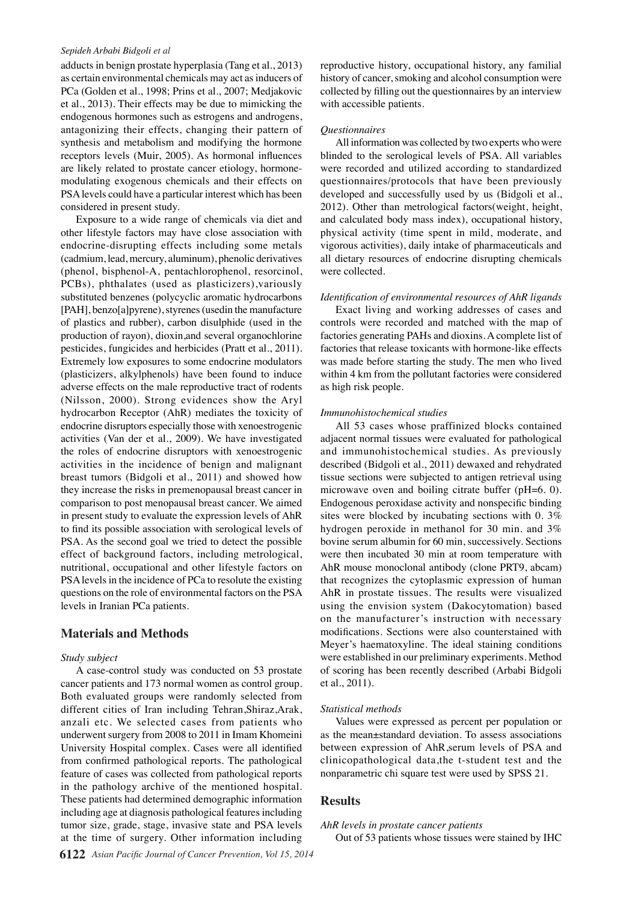adducts in benign prostate hyperplasia (Tang et al., 2013) as certain environmental chemicals may act as inducers of PCa (Golden et al., 1998; Prins et al., 2007; Medjakovic et al., 2013). Their effects may be due to mimicking the endogenous hormones such as estrogens and androgens, antagonizing their effects, changing their pattern of synthesis and metabolism and modifying the hormone receptors levels (Muir, 2005). As hormonal influences are likely related to prostate cancer etiology, hormone-modulating exogenous chemicals and their effects on PSA levels could have a particular interest which has been considered in present study.

Exposure to a wide range of chemicals via diet and other lifestyle factors may have close association with endocrine-disrupting effects including some metals (cadmium, lead, mercury, aluminum), phenolic derivatives (phenol, bisphenol-A, pentachlorophenol, resorcinol, PCBs), phthalates (used as plasticizers),variously substituted benzenes (polycyclic aromatic hydrocarbons [PAH], benzo[a]pyrene), styrenes (usedin the manufacture of plastics and rubber), carbon disulphide (used in the production of rayon), dioxin,and several organochlorine pesticides, fungicides and herbicides (Pratt et al., 2011). Extremely low exposures to some endocrine modulators (plasticizers, alkylphenols) have been found to induce adverse effects on the male reproductive tract of rodents (Nilsson, 2000). Strong evidences show the Aryl hydrocarbon Receptor (AhR) mediates the toxicity of endocrine disruptors especially those with xenoestrogenic activities (Van der et al., 2009). We have investigated the roles of endocrine disruptors with xenoestrogenic activities in the incidence of benign and malignant breast tumors (Bidgoli et al., 2011) and showed how they increase the risks in premenopausal breast cancer in comparison to post menopausal breast cancer. We aimed in present study to evaluate the expression levels of AhR to find its possible association with serological levels of PSA. As the second goal we tried to detect the possible effect of background factors, including metrological, nutritional, occupational and other lifestyle factors on PSA levels in the incidence of PCa to resolute the existing questions on the role of environmental factors on the PSA levels in Iranian PCa patients.

## Materials and Methods

*Study subject*

A case-control study was conducted on 53 prostate cancer patients and 173 normal women as control group. Both evaluated groups were randomly selected from different cities of Iran including Tehran,Shiraz,Arak, anzali etc. We selected cases from patients who underwent surgery from 2008 to 2011 in Imam Khomeini University Hospital complex. Cases were all identified from confirmed pathological reports. The pathological feature of cases was collected from pathological reports in the pathology archive of the mentioned hospital. These patients had determined demographic information including age at diagnosis pathological features including tumor size, grade, stage, invasive state and PSA levels at the time of surgery. Other information including reproductive history, occupational history, any familial history of cancer, smoking and alcohol consumption were collected by filling out the questionnaires by an interview with accessible patients.

*Questionnaires*

All information was collected by two experts who were blinded to the serological levels of PSA. All variables were recorded and utilized according to standardized questionnaires/protocols that have been previously developed and successfully used by us (Bidgoli et al., 2012). Other than metrological factors(weight, height, and calculated body mass index), occupational history, physical activity (time spent in mild, moderate, and vigorous activities), daily intake of pharmaceuticals and all dietary resources of endocrine disrupting chemicals were collected.

*Identification of environmental resources of AhR ligands*

Exact living and working addresses of cases and controls were recorded and matched with the map of factories generating PAHs and dioxins. A complete list of factories that release toxicants with hormone-like effects was made before starting the study. The men who lived within 4 km from the pollutant factories were considered as high risk people.

*Immunohistochemical studies*

All 53 cases whose praffinized blocks contained adjacent normal tissues were evaluated for pathological and immunohistochemical studies. As previously described (Bidgoli et al., 2011) dewaxed and rehydrated tissue sections were subjected to antigen retrieval using microwave oven and boiling citrate buffer (pH=6. 0). Endogenous peroxidase activity and nonspecific binding sites were blocked by incubating sections with 0. 3% hydrogen peroxide in methanol for 30 min. and 3% bovine serum albumin for 60 min, successively. Sections were then incubated 30 min at room temperature with AhR mouse monoclonal antibody (clone PRT9, abcam) that recognizes the cytoplasmic expression of human AhR in prostate tissues. The results were visualized using the envision system (Dakocytomation) based on the manufacturer's instruction with necessary modifications. Sections were also counterstained with Meyer's haematoxyline. The ideal staining conditions were established in our preliminary experiments. Method of scoring has been recently described (Arbabi Bidgoli et al., 2011).

*Statistical methods*

Values were expressed as percent per population or as the mean±standard deviation. To assess associations between expression of AhR,serum levels of PSA and clinicopathological data,the t-student test and the nonparametric chi square test were used by SPSS 21.

## Results

*AhR levels in prostate cancer patients*

Out of 53 patients whose tissues were stained by IHC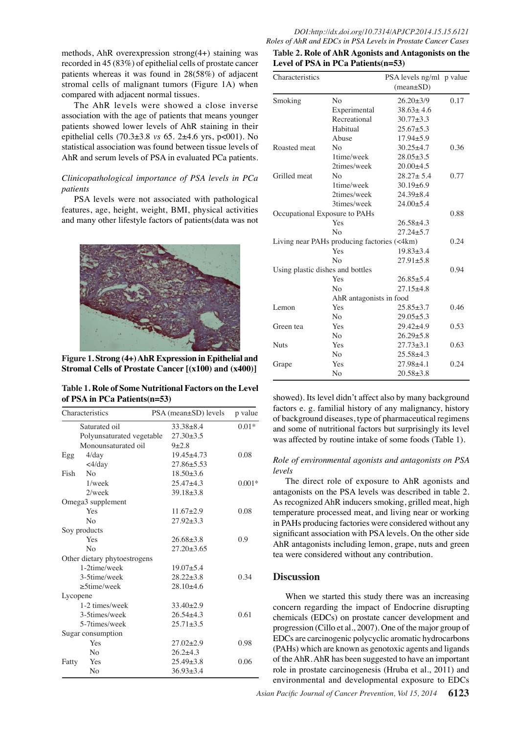methods, AhR overexpression strong(4+) staining was recorded in 45 (83%) of epithelial cells of prostate cancer patients whereas it was found in 28(58%) of adjacent stromal cells of malignant tumors (Figure 1A) when compared with adjacent normal tissues.

The AhR levels were showed a close inverse association with the age of patients that means younger patients showed lower levels of AhR staining in their epithelial cells (70.3±3.8 *vs* 65. 2±4.6 yrs, p<001). No statistical association was found between tissue levels of AhR and serum levels of PSA in evaluated PCa patients.

*Clinicopathological importance of PSA levels in PCa patients*

PSA levels were not associated with pathological features, age, height, weight, BMI, physical activities and many other lifestyle factors of patients(data was not showed). Its level didn't affect also by many background factors e. g. familial history of any malignancy, history of background diseases, type of pharmaceutical regimens and some of nutritional factors but surprisingly its level was affected by routine intake of some foods (Table 1).

**Figure 1. Strong (4+) AhR Expression in Epithelial and Stromal Cells of Prostate Cancer [(x100) and (x400)]**

**Table 1. Role of Some Nutritional Factors on the Level of PSA in PCa Patients(n=53)**

| Characteristics | | PSA (mean±SD) levels | p value |
|---|---|---|---|
| | Saturated oil | 33.38±8.4 | 0.01* |
| | Polyunsaturated vegetable | 27.30±3.5 | |
| | Monounsaturated oil | 9±2.8 | |
| Egg | 4/day | 19.45±4.73 | 0.08 |
| | <4/day | 27.86±5.53 | |
| Fish | No | 18.50±3.6 | |
| | 1/week | 25.47±4.3 | 0.001* |
| | 2/week | 39.18±3.8 | |
| Omega3 supplement | | | |
| | Yes | 11.67±2.9 | 0.08 |
| | No | 27.92±3.3 | |
| Soy products | | | |
| | Yes | 26.68±3.8 | 0.9 |
| | No | 27.20±3.65 | |
| Other dietary phytoestrogens | | | |
| | 1-2time/week | 19.07±5.4 | |
| | 3-5time/week | 28.22±3.8 | 0.34 |
| | ≥5time/week | 28.10±4.6 | |
| Lycopene | | | |
| | 1-2 times/week | 33.40±2.9 | |
| | 3-5times/week | 26.54±4.3 | 0.61 |
| | 5-7times/week | 25.71±3.5 | |
| Sugar consumption | | | |
| | Yes | 27.02±2.9 | 0.98 |
| | No | 26.2±4.3 | |
| Fatty | Yes | 25.49±3.8 | 0.06 |
| | No | 36.93±3.4 | |

**Table 2. Role of AhR Agonists and Antagonists on the Level of PSA in PCa Patients(n=53)**

| Characteristics | | PSA levels ng/ml (mean±SD) | p value |
|---|---|---|---|
| Smoking | No | 26.20±3/9 | 0.17 |
| | Experimental | 38.63± 4.6 | |
| | Recreational | 30.77±3.3 | |
| | Habitual | 25.67±5.3 | |
| | Abuse | 17.94±5.9 | |
| Roasted meat | No | 30.25±4.7 | 0.36 |
| | 1time/week | 28.05±3.5 | |
| | 2times/week | 20.00±4.5 | |
| Grilled meat | No | 28.27± 5.4 | 0.77 |
| | 1time/week | 30.19±6.9 | |
| | 2times/week | 24.39±8.4 | |
| | 3times/week | 24.00±5.4 | |
| Occupational Exposure to PAHs | | | 0.88 |
| | Yes | 26.58±4.3 | |
| | No | 27.24±5.7 | |
| Living near PAHs producing factories (<4km) | | | 0.24 |
| | Yes | 19.83±3.4 | |
| | No | 27.91±5.8 | |
| Using plastic dishes and bottles | | | 0.94 |
| | Yes | 26.85±5.4 | |
| | No | 27.15±4.8 | |
| | AhR antagonists in food | | |
| Lemon | Yes | 25.85±3.7 | 0.46 |
| | No | 29.05±5.3 | |
| Green tea | Yes | 29.42±4.9 | 0.53 |
| | No | 26.29±5.8 | |
| Nuts | Yes | 27.73±3.1 | 0.63 |
| | No | 25.58±4.3 | |
| Grape | Yes | 27.98±4.1 | 0.24 |
| | No | 20.58±3.8 | |

*Role of environmental agonists and antagonists on PSA levels*

The direct role of exposure to AhR agonists and antagonists on the PSA levels was described in table 2. As recognized AhR inducers smoking, grilled meat, high temperature processed meat, and living near or working in PAHs producing factories were considered without any significant association with PSA levels. On the other side AhR antagonists including lemon, grape, nuts and green tea were considered without any contribution.

## Discussion

When we started this study there was an increasing concern regarding the impact of Endocrine disrupting chemicals (EDCs) on prostate cancer development and progression (Cillo et al., 2007). One of the major group of EDCs are carcinogenic polycyclic aromatic hydrocarbons (PAHs) which are known as genotoxic agents and ligands of the AhR. AhR has been suggested to have an important role in prostate carcinogenesis (Hruba et al., 2011) and environmental and developmental exposure to EDCs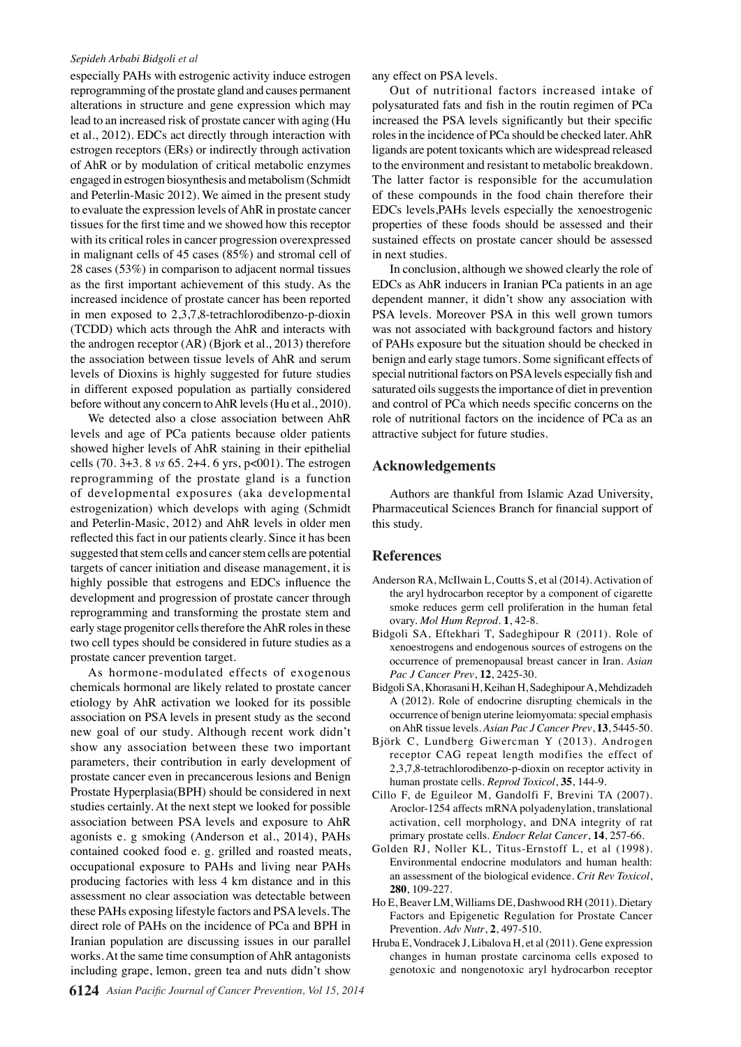especially PAHs with estrogenic activity induce estrogen reprogramming of the prostate gland and causes permanent alterations in structure and gene expression which may lead to an increased risk of prostate cancer with aging (Hu et al., 2012). EDCs act directly through interaction with estrogen receptors (ERs) or indirectly through activation of AhR or by modulation of critical metabolic enzymes engaged in estrogen biosynthesis and metabolism (Schmidt and Peterlin-Masic 2012). We aimed in the present study to evaluate the expression levels of AhR in prostate cancer tissues for the first time and we showed how this receptor with its critical roles in cancer progression overexpressed in malignant cells of 45 cases (85%) and stromal cell of 28 cases (53%) in comparison to adjacent normal tissues as the first important achievement of this study. As the increased incidence of prostate cancer has been reported in men exposed to 2,3,7,8-tetrachlorodibenzo-p-dioxin (TCDD) which acts through the AhR and interacts with the androgen receptor (AR) (Bjork et al., 2013) therefore the association between tissue levels of AhR and serum levels of Dioxins is highly suggested for future studies in different exposed population as partially considered before without any concern to AhR levels (Hu et al., 2010).

We detected also a close association between AhR levels and age of PCa patients because older patients showed higher levels of AhR staining in their epithelial cells (70. 3+3. 8 *vs* 65. 2+4. 6 yrs, p<001). The estrogen reprogramming of the prostate gland is a function of developmental exposures (aka developmental estrogenization) which develops with aging (Schmidt and Peterlin-Masic, 2012) and AhR levels in older men reflected this fact in our patients clearly. Since it has been suggested that stem cells and cancer stem cells are potential targets of cancer initiation and disease management, it is highly possible that estrogens and EDCs influence the development and progression of prostate cancer through reprogramming and transforming the prostate stem and early stage progenitor cells therefore the AhR roles in these two cell types should be considered in future studies as a prostate cancer prevention target.

As hormone-modulated effects of exogenous chemicals hormonal are likely related to prostate cancer etiology by AhR activation we looked for its possible association on PSA levels in present study as the second new goal of our study. Although recent work didn't show any association between these two important parameters, their contribution in early development of prostate cancer even in precancerous lesions and Benign Prostate Hyperplasia(BPH) should be considered in next studies certainly. At the next stept we looked for possible association between PSA levels and exposure to AhR agonists e. g smoking (Anderson et al., 2014), PAHs contained cooked food e. g. grilled and roasted meats, occupational exposure to PAHs and living near PAHs producing factories with less 4 km distance and in this assessment no clear association was detectable between these PAHs exposing lifestyle factors and PSA levels. The direct role of PAHs on the incidence of PCa and BPH in Iranian population are discussing issues in our parallel works. At the same time consumption of AhR antagonists including grape, lemon, green tea and nuts didn't show any effect on PSA levels.

Out of nutritional factors increased intake of polysaturated fats and fish in the routin regimen of PCa increased the PSA levels significantly but their specific roles in the incidence of PCa should be checked later. AhR ligands are potent toxicants which are widespread released to the environment and resistant to metabolic breakdown. The latter factor is responsible for the accumulation of these compounds in the food chain therefore their EDCs levels,PAHs levels especially the xenoestrogenic properties of these foods should be assessed and their sustained effects on prostate cancer should be assessed in next studies.

In conclusion, although we showed clearly the role of EDCs as AhR inducers in Iranian PCa patients in an age dependent manner, it didn't show any association with PSA levels. Moreover PSA in this well grown tumors was not associated with background factors and history of PAHs exposure but the situation should be checked in benign and early stage tumors. Some significant effects of special nutritional factors on PSA levels especially fish and saturated oils suggests the importance of diet in prevention and control of PCa which needs specific concerns on the role of nutritional factors on the incidence of PCa as an attractive subject for future studies.

## Acknowledgements

Authors are thankful from Islamic Azad University, Pharmaceutical Sciences Branch for financial support of this study.

## References

Anderson RA, McIlwain L, Coutts S, et al (2014). Activation of the aryl hydrocarbon receptor by a component of cigarette smoke reduces germ cell proliferation in the human fetal ovary. *Mol Hum Reprod*. **1**, 42-8.

Bidgoli SA, Eftekhari T, Sadeghipour R (2011). Role of xenoestrogens and endogenous sources of estrogens on the occurrence of premenopausal breast cancer in Iran. *Asian Pac J Cancer Prev*, **12**, 2425-30.

Bidgoli SA, Khorasani H, Keihan H, Sadeghipour A, Mehdizadeh A (2012). Role of endocrine disrupting chemicals in the occurrence of benign uterine leiomyomata: special emphasis on AhR tissue levels. *Asian Pac J Cancer Prev*, **13**, 5445-50.

Björk C, Lundberg Giwercman Y (2013). Androgen receptor CAG repeat length modifies the effect of 2,3,7,8-tetrachlorodibenzo-p-dioxin on receptor activity in human prostate cells. *Reprod Toxicol*, **35**, 144-9.

Cillo F, de Eguileor M, Gandolfi F, Brevini TA (2007). Aroclor-1254 affects mRNA polyadenylation, translational activation, cell morphology, and DNA integrity of rat primary prostate cells. *Endocr Relat Cancer*, **14**, 257-66.

Golden RJ, Noller KL, Titus-Ernstoff L, et al (1998). Environmental endocrine modulators and human health: an assessment of the biological evidence. *Crit Rev Toxicol*, **280**, 109-227.

Ho E, Beaver LM, Williams DE, Dashwood RH (2011). Dietary Factors and Epigenetic Regulation for Prostate Cancer Prevention. *Adv Nutr*, **2**, 497-510.

Hruba E, Vondracek J, Libalova H, et al (2011). Gene expression changes in human prostate carcinoma cells exposed to genotoxic and nongenotoxic aryl hydrocarbon receptor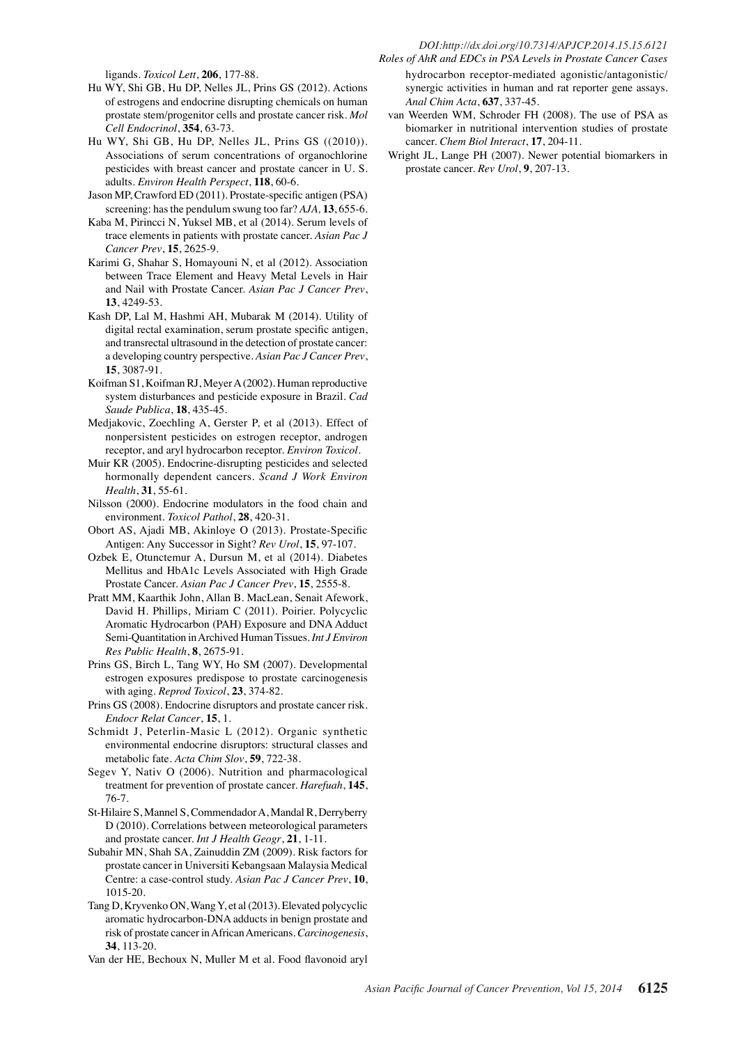ligands. *Toxicol Lett*, **206**, 177-88.

Hu WY, Shi GB, Hu DP, Nelles JL, Prins GS (2012). Actions of estrogens and endocrine disrupting chemicals on human prostate stem/progenitor cells and prostate cancer risk. *Mol Cell Endocrinol*, **354**, 63-73.

Hu WY, Shi GB, Hu DP, Nelles JL, Prins GS ((2010)). Associations of serum concentrations of organochlorine pesticides with breast cancer and prostate cancer in U. S. adults. *Environ Health Perspect*, **118**, 60-6.

Jason MP, Crawford ED (2011). Prostate-specific antigen (PSA) screening: has the pendulum swung too far? *AJA*, **13**, 655-6.

Kaba M, Pirincci N, Yuksel MB, et al (2014). Serum levels of trace elements in patients with prostate cancer. *Asian Pac J Cancer Prev*, **15**, 2625-9.

Karimi G, Shahar S, Homayouni N, et al (2012). Association between Trace Element and Heavy Metal Levels in Hair and Nail with Prostate Cancer. *Asian Pac J Cancer Prev*, **13**, 4249-53.

Kash DP, Lal M, Hashmi AH, Mubarak M (2014). Utility of digital rectal examination, serum prostate specific antigen, and transrectal ultrasound in the detection of prostate cancer: a developing country perspective. *Asian Pac J Cancer Prev*, **15**, 3087-91.

Koifman S1, Koifman RJ, Meyer A (2002). Human reproductive system disturbances and pesticide exposure in Brazil. *Cad Saude Publica*, **18**, 435-45.

Medjakovic, Zoechling A, Gerster P, et al (2013). Effect of nonpersistent pesticides on estrogen receptor, androgen receptor, and aryl hydrocarbon receptor. *Environ Toxicol*.

Muir KR (2005). Endocrine-disrupting pesticides and selected hormonally dependent cancers. *Scand J Work Environ Health*, **31**, 55-61.

Nilsson (2000). Endocrine modulators in the food chain and environment. *Toxicol Pathol*, **28**, 420-31.

Obort AS, Ajadi MB, Akinloye O (2013). Prostate-Specific Antigen: Any Successor in Sight? *Rev Urol*, **15**, 97-107.

Ozbek E, Otunctemur A, Dursun M, et al (2014). Diabetes Mellitus and HbA1c Levels Associated with High Grade Prostate Cancer. *Asian Pac J Cancer Prev*, **15**, 2555-8.

Pratt MM, Kaarthik John, Allan B. MacLean, Senait Afework, David H. Phillips, Miriam C (2011). Poirier. Polycyclic Aromatic Hydrocarbon (PAH) Exposure and DNA Adduct Semi-Quantitation in Archived Human Tissues. *Int J Environ Res Public Health*, **8**, 2675-91.

Prins GS, Birch L, Tang WY, Ho SM (2007). Developmental estrogen exposures predispose to prostate carcinogenesis with aging. *Reprod Toxicol*, **23**, 374-82.

Prins GS (2008). Endocrine disruptors and prostate cancer risk. *Endocr Relat Cancer*, **15**, 1.

Schmidt J, Peterlin-Masic L (2012). Organic synthetic environmental endocrine disruptors: structural classes and metabolic fate. *Acta Chim Slov*, **59**, 722-38.

Segev Y, Nativ O (2006). Nutrition and pharmacological treatment for prevention of prostate cancer. *Harefuah*, **145**, 76-7.

St-Hilaire S, Mannel S, Commendador A, Mandal R, Derryberry D (2010). Correlations between meteorological parameters and prostate cancer. *Int J Health Geogr*, **21**, 1-11.

Subahir MN, Shah SA, Zainuddin ZM (2009). Risk factors for prostate cancer in Universiti Kebangsaan Malaysia Medical Centre: a case-control study. *Asian Pac J Cancer Prev*, **10**, 1015-20.

Tang D, Kryvenko ON, Wang Y, et al (2013). Elevated polycyclic aromatic hydrocarbon-DNA adducts in benign prostate and risk of prostate cancer in African Americans. *Carcinogenesis*, **34**, 113-20.

Van der HE, Bechoux N, Muller M et al. Food flavonoid aryl hydrocarbon receptor-mediated agonistic/antagonistic/synergic activities in human and rat reporter gene assays. *Anal Chim Acta*, **637**, 337-45.

van Weerden WM, Schroder FH (2008). The use of PSA as biomarker in nutritional intervention studies of prostate cancer. *Chem Biol Interact*, **17**, 204-11.

Wright JL, Lange PH (2007). Newer potential biomarkers in prostate cancer. *Rev Urol*, **9**, 207-13.